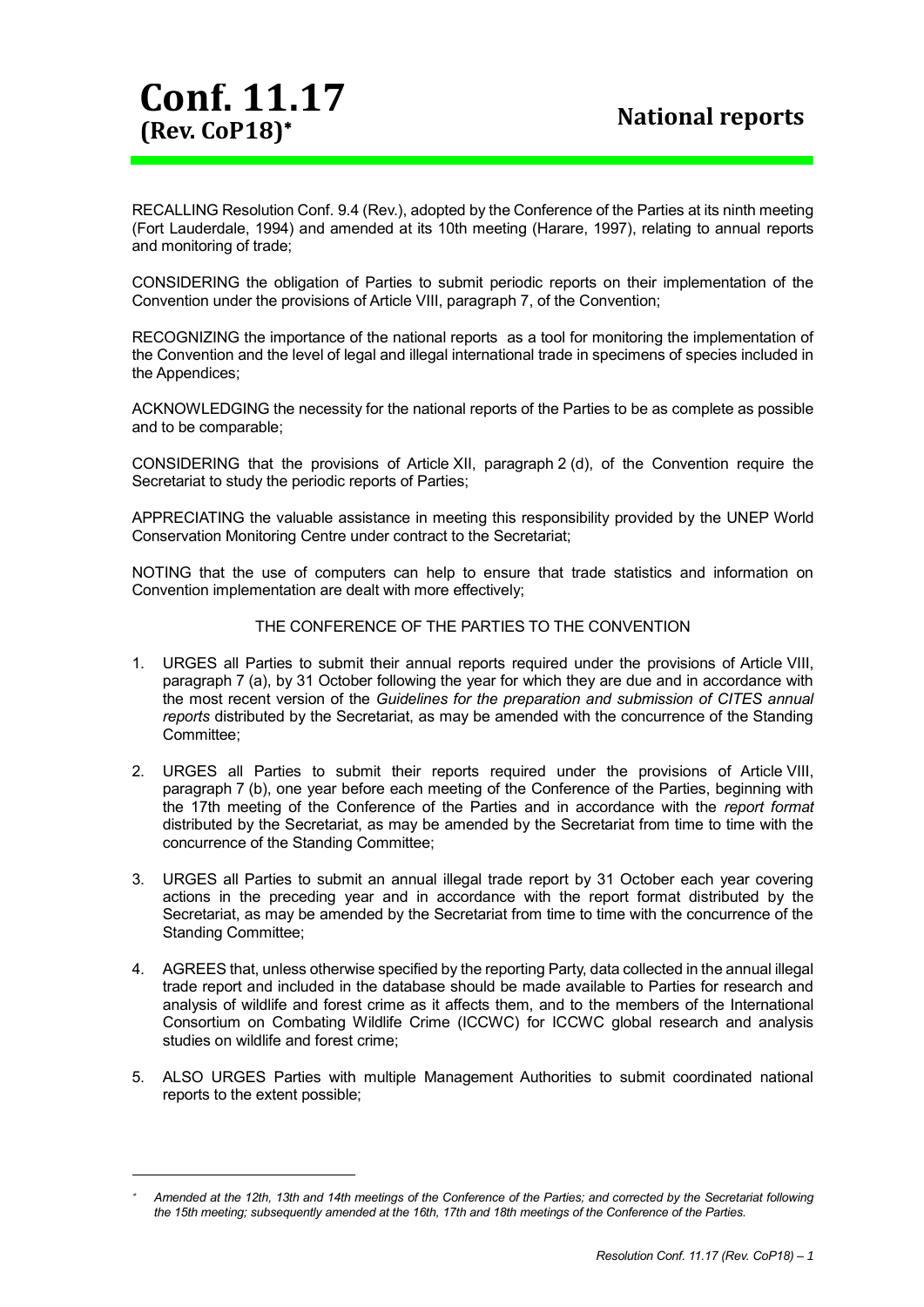# Conf. 11.17 (Rev. CoP18)*

# National reports

RECALLING Resolution Conf. 9.4 (Rev.), adopted by the Conference of the Parties at its ninth meeting (Fort Lauderdale, 1994) and amended at its 10th meeting (Harare, 1997), relating to annual reports and monitoring of trade;

CONSIDERING the obligation of Parties to submit periodic reports on their implementation of the Convention under the provisions of Article VIII, paragraph 7, of the Convention;

RECOGNIZING the importance of the national reports as a tool for monitoring the implementation of the Convention and the level of legal and illegal international trade in specimens of species included in the Appendices;

ACKNOWLEDGING the necessity for the national reports of the Parties to be as complete as possible and to be comparable;

CONSIDERING that the provisions of Article XII, paragraph 2 (d), of the Convention require the Secretariat to study the periodic reports of Parties;

APPRECIATING the valuable assistance in meeting this responsibility provided by the UNEP World Conservation Monitoring Centre under contract to the Secretariat;

NOTING that the use of computers can help to ensure that trade statistics and information on Convention implementation are dealt with more effectively;

THE CONFERENCE OF THE PARTIES TO THE CONVENTION

1. URGES all Parties to submit their annual reports required under the provisions of Article VIII, paragraph 7 (a), by 31 October following the year for which they are due and in accordance with the most recent version of the *Guidelines for the preparation and submission of CITES annual reports* distributed by the Secretariat, as may be amended with the concurrence of the Standing Committee;

2. URGES all Parties to submit their reports required under the provisions of Article VIII, paragraph 7 (b), one year before each meeting of the Conference of the Parties, beginning with the 17th meeting of the Conference of the Parties and in accordance with the *report format* distributed by the Secretariat, as may be amended by the Secretariat from time to time with the concurrence of the Standing Committee;

3. URGES all Parties to submit an annual illegal trade report by 31 October each year covering actions in the preceding year and in accordance with the report format distributed by the Secretariat, as may be amended by the Secretariat from time to time with the concurrence of the Standing Committee;

4. AGREES that, unless otherwise specified by the reporting Party, data collected in the annual illegal trade report and included in the database should be made available to Parties for research and analysis of wildlife and forest crime as it affects them, and to the members of the International Consortium on Combating Wildlife Crime (ICCWC) for ICCWC global research and analysis studies on wildlife and forest crime;

5. ALSO URGES Parties with multiple Management Authorities to submit coordinated national reports to the extent possible;

---

* *Amended at the 12th, 13th and 14th meetings of the Conference of the Parties; and corrected by the Secretariat following the 15th meeting; subsequently amended at the 16th, 17th and 18th meetings of the Conference of the Parties.*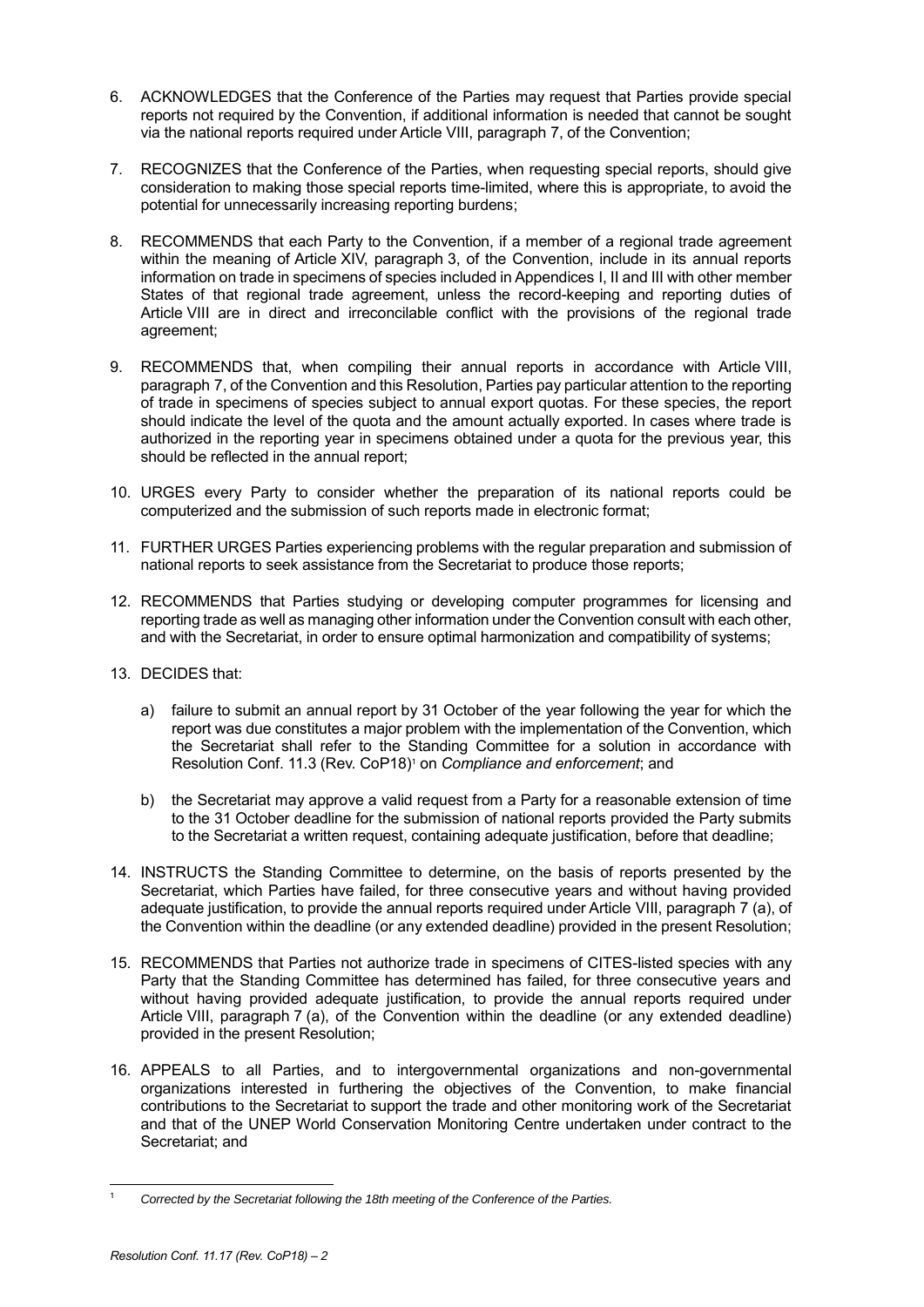6. ACKNOWLEDGES that the Conference of the Parties may request that Parties provide special reports not required by the Convention, if additional information is needed that cannot be sought via the national reports required under Article VIII, paragraph 7, of the Convention;

7. RECOGNIZES that the Conference of the Parties, when requesting special reports, should give consideration to making those special reports time-limited, where this is appropriate, to avoid the potential for unnecessarily increasing reporting burdens;

8. RECOMMENDS that each Party to the Convention, if a member of a regional trade agreement within the meaning of Article XIV, paragraph 3, of the Convention, include in its annual reports information on trade in specimens of species included in Appendices I, II and III with other member States of that regional trade agreement, unless the record-keeping and reporting duties of Article VIII are in direct and irreconcilable conflict with the provisions of the regional trade agreement;

9. RECOMMENDS that, when compiling their annual reports in accordance with Article VIII, paragraph 7, of the Convention and this Resolution, Parties pay particular attention to the reporting of trade in specimens of species subject to annual export quotas. For these species, the report should indicate the level of the quota and the amount actually exported. In cases where trade is authorized in the reporting year in specimens obtained under a quota for the previous year, this should be reflected in the annual report;

10. URGES every Party to consider whether the preparation of its national reports could be computerized and the submission of such reports made in electronic format;

11. FURTHER URGES Parties experiencing problems with the regular preparation and submission of national reports to seek assistance from the Secretariat to produce those reports;

12. RECOMMENDS that Parties studying or developing computer programmes for licensing and reporting trade as well as managing other information under the Convention consult with each other, and with the Secretariat, in order to ensure optimal harmonization and compatibility of systems;

13. DECIDES that:

    a) failure to submit an annual report by 31 October of the year following the year for which the report was due constitutes a major problem with the implementation of the Convention, which the Secretariat shall refer to the Standing Committee for a solution in accordance with Resolution Conf. 11.3 (Rev. CoP18)[1] on *Compliance and enforcement*; and

    b) the Secretariat may approve a valid request from a Party for a reasonable extension of time to the 31 October deadline for the submission of national reports provided the Party submits to the Secretariat a written request, containing adequate justification, before that deadline;

14. INSTRUCTS the Standing Committee to determine, on the basis of reports presented by the Secretariat, which Parties have failed, for three consecutive years and without having provided adequate justification, to provide the annual reports required under Article VIII, paragraph 7 (a), of the Convention within the deadline (or any extended deadline) provided in the present Resolution;

15. RECOMMENDS that Parties not authorize trade in specimens of CITES-listed species with any Party that the Standing Committee has determined has failed, for three consecutive years and without having provided adequate justification, to provide the annual reports required under Article VIII, paragraph 7 (a), of the Convention within the deadline (or any extended deadline) provided in the present Resolution;

16. APPEALS to all Parties, and to intergovernmental organizations and non-governmental organizations interested in furthering the objectives of the Convention, to make financial contributions to the Secretariat to support the trade and other monitoring work of the Secretariat and that of the UNEP World Conservation Monitoring Centre undertaken under contract to the Secretariat; and

---

[1] *Corrected by the Secretariat following the 18th meeting of the Conference of the Parties.*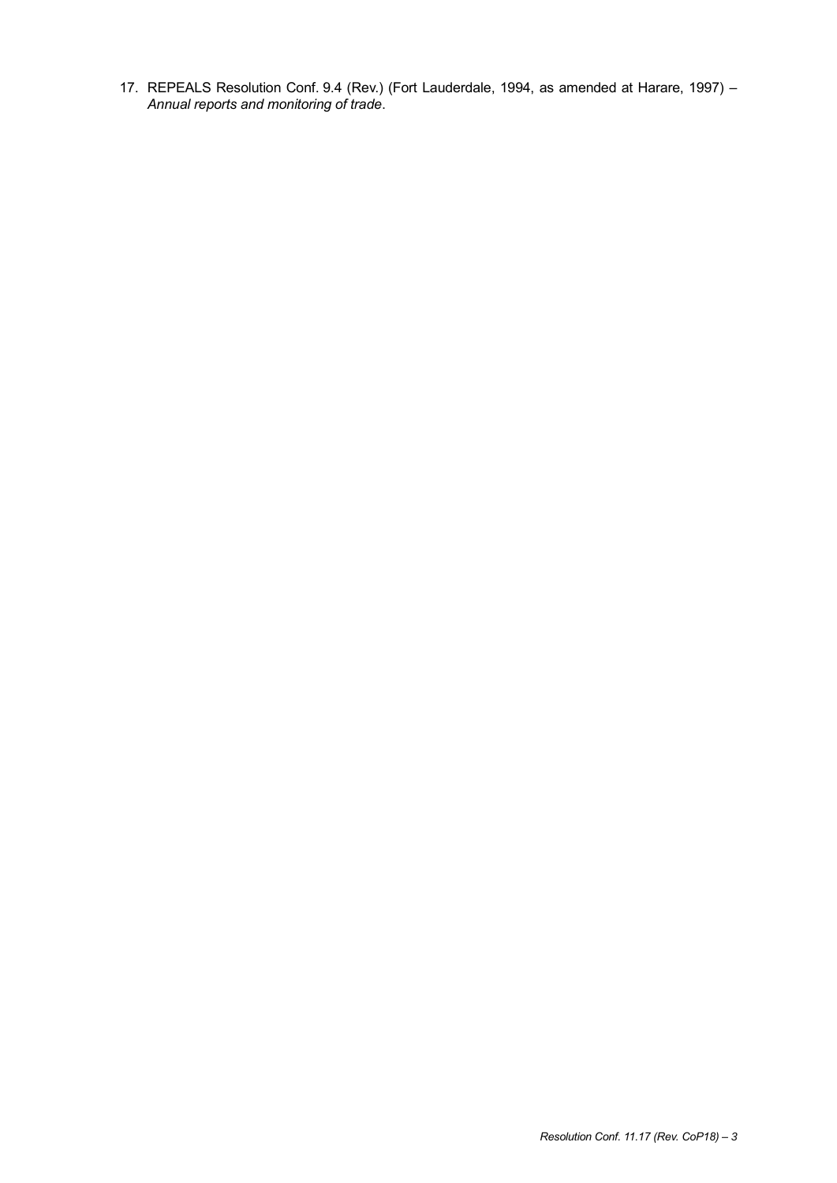17. REPEALS Resolution Conf. 9.4 (Rev.) (Fort Lauderdale, 1994, as amended at Harare, 1997) – *Annual reports and monitoring of trade*.